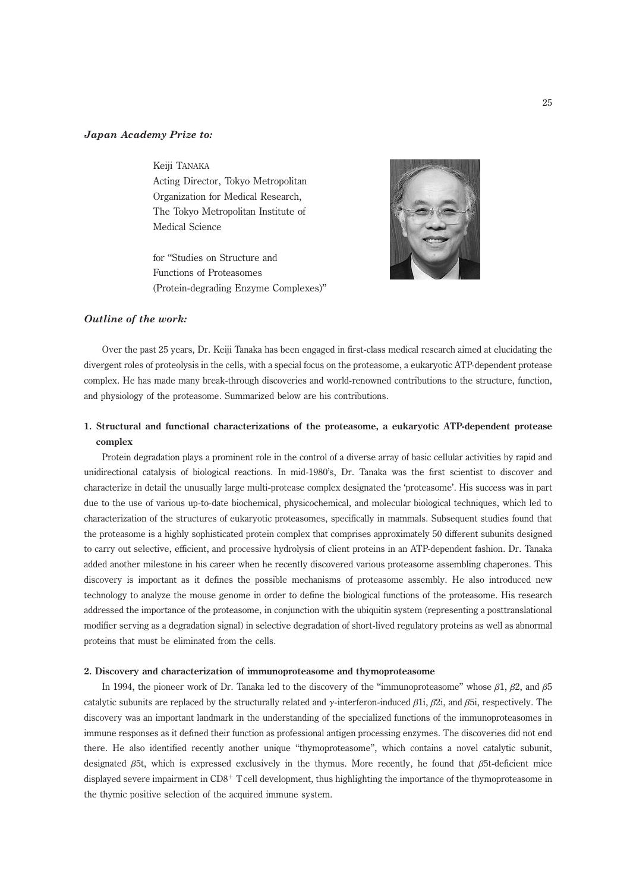***Japan Academy Prize to:***

Keiji TANAKA
Acting Director, Tokyo Metropolitan Organization for Medical Research, The Tokyo Metropolitan Institute of Medical Science

for "Studies on Structure and Functions of Proteasomes (Protein-degrading Enzyme Complexes)"

***Outline of the work:***

Over the past 25 years, Dr. Keiji Tanaka has been engaged in first-class medical research aimed at elucidating the divergent roles of proteolysis in the cells, with a special focus on the proteasome, a eukaryotic ATP-dependent protease complex. He has made many break-through discoveries and world-renowned contributions to the structure, function, and physiology of the proteasome. Summarized below are his contributions.

## 1. Structural and functional characterizations of the proteasome, a eukaryotic ATP-dependent protease complex

Protein degradation plays a prominent role in the control of a diverse array of basic cellular activities by rapid and unidirectional catalysis of biological reactions. In mid-1980's, Dr. Tanaka was the first scientist to discover and characterize in detail the unusually large multi-protease complex designated the 'proteasome'. His success was in part due to the use of various up-to-date biochemical, physicochemical, and molecular biological techniques, which led to characterization of the structures of eukaryotic proteasomes, specifically in mammals. Subsequent studies found that the proteasome is a highly sophisticated protein complex that comprises approximately 50 different subunits designed to carry out selective, efficient, and processive hydrolysis of client proteins in an ATP-dependent fashion. Dr. Tanaka added another milestone in his career when he recently discovered various proteasome assembling chaperones. This discovery is important as it defines the possible mechanisms of proteasome assembly. He also introduced new technology to analyze the mouse genome in order to define the biological functions of the proteasome. His research addressed the importance of the proteasome, in conjunction with the ubiquitin system (representing a posttranslational modifier serving as a degradation signal) in selective degradation of short-lived regulatory proteins as well as abnormal proteins that must be eliminated from the cells.

## 2. Discovery and characterization of immunoproteasome and thymoproteasome

In 1994, the pioneer work of Dr. Tanaka led to the discovery of the "immunoproteasome" whose $\beta1$, $\beta2$, and $\beta5$ catalytic subunits are replaced by the structurally related and $\gamma$-interferon-induced $\beta1i$, $\beta2i$, and $\beta5i$, respectively. The discovery was an important landmark in the understanding of the specialized functions of the immunoproteasomes in immune responses as it defined their function as professional antigen processing enzymes. The discoveries did not end there. He also identified recently another unique "thymoproteasome", which contains a novel catalytic subunit, designated $\beta5t$, which is expressed exclusively in the thymus. More recently, he found that $\beta5t$-deficient mice displayed severe impairment in $CD8^{+}$ T cell development, thus highlighting the importance of the thymoproteasome in the thymic positive selection of the acquired immune system.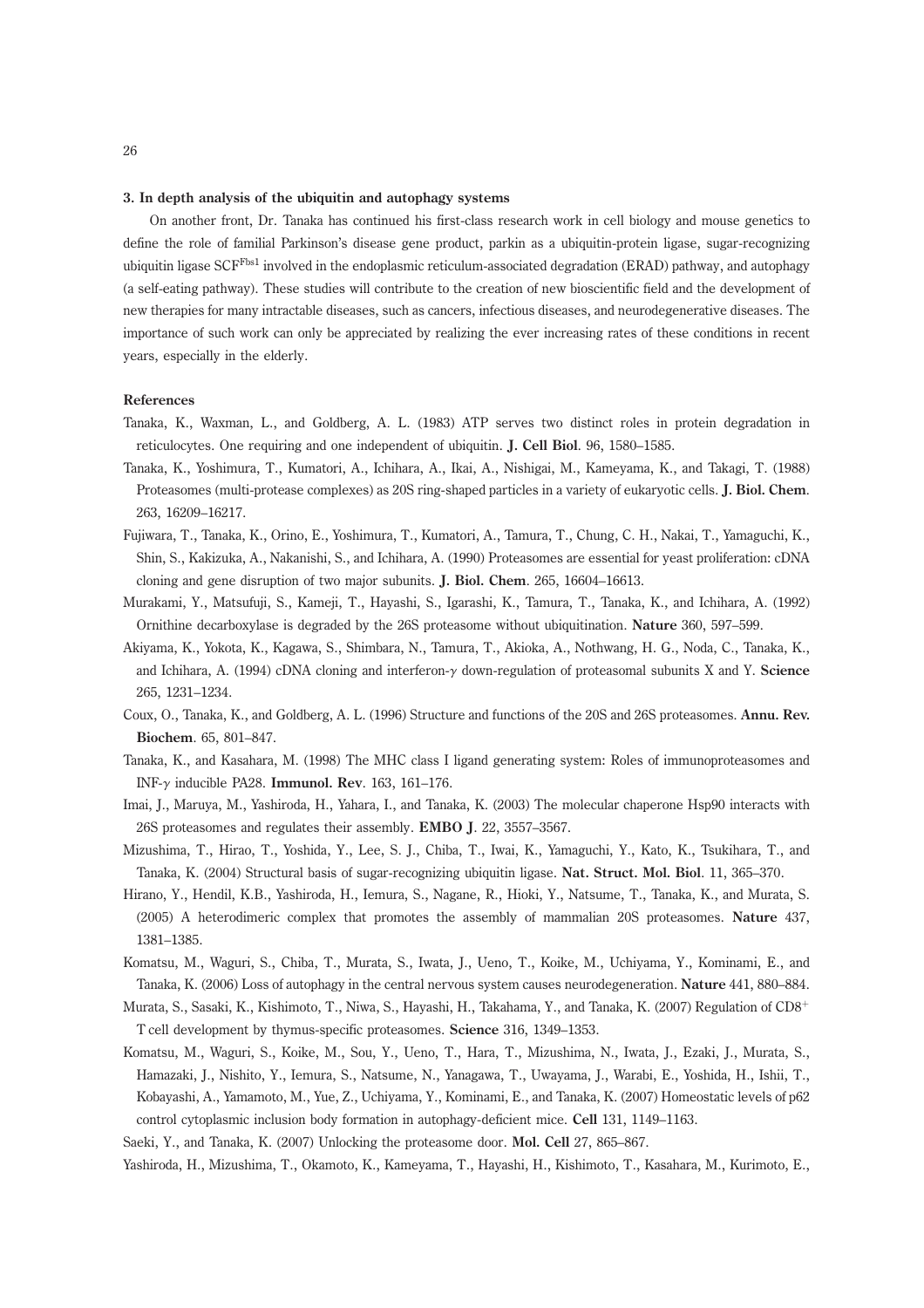### 3. In depth analysis of the ubiquitin and autophagy systems

On another front, Dr. Tanaka has continued his first-class research work in cell biology and mouse genetics to define the role of familial Parkinson's disease gene product, parkin as a ubiquitin-protein ligase, sugar-recognizing ubiquitin ligase $SCF^{Fbs1}$ involved in the endoplasmic reticulum-associated degradation (ERAD) pathway, and autophagy (a self-eating pathway). These studies will contribute to the creation of new bioscientific field and the development of new therapies for many intractable diseases, such as cancers, infectious diseases, and neurodegenerative diseases. The importance of such work can only be appreciated by realizing the ever increasing rates of these conditions in recent years, especially in the elderly.

### References

Tanaka, K., Waxman, L., and Goldberg, A. L. (1983) ATP serves two distinct roles in protein degradation in reticulocytes. One requiring and one independent of ubiquitin. **J. Cell Biol**. 96, 1580–1585.

Tanaka, K., Yoshimura, T., Kumatori, A., Ichihara, A., Ikai, A., Nishigai, M., Kameyama, K., and Takagi, T. (1988) Proteasomes (multi-protease complexes) as 20S ring-shaped particles in a variety of eukaryotic cells. **J. Biol. Chem**. 263, 16209–16217.

Fujiwara, T., Tanaka, K., Orino, E., Yoshimura, T., Kumatori, A., Tamura, T., Chung, C. H., Nakai, T., Yamaguchi, K., Shin, S., Kakizuka, A., Nakanishi, S., and Ichihara, A. (1990) Proteasomes are essential for yeast proliferation: cDNA cloning and gene disruption of two major subunits. **J. Biol. Chem**. 265, 16604–16613.

Murakami, Y., Matsufuji, S., Kameji, T., Hayashi, S., Igarashi, K., Tamura, T., Tanaka, K., and Ichihara, A. (1992) Ornithine decarboxylase is degraded by the 26S proteasome without ubiquitination. **Nature** 360, 597–599.

Akiyama, K., Yokota, K., Kagawa, S., Shimbara, N., Tamura, T., Akioka, A., Nothwang, H. G., Noda, C., Tanaka, K., and Ichihara, A. (1994) cDNA cloning and interferon-$\gamma$ down-regulation of proteasomal subunits X and Y. **Science** 265, 1231–1234.

Coux, O., Tanaka, K., and Goldberg, A. L. (1996) Structure and functions of the 20S and 26S proteasomes. **Annu. Rev. Biochem**. 65, 801–847.

Tanaka, K., and Kasahara, M. (1998) The MHC class I ligand generating system: Roles of immunoproteasomes and INF-$\gamma$ inducible PA28. **Immunol. Rev**. 163, 161–176.

Imai, J., Maruya, M., Yashiroda, H., Yahara, I., and Tanaka, K. (2003) The molecular chaperone Hsp90 interacts with 26S proteasomes and regulates their assembly. **EMBO J**. 22, 3557–3567.

Mizushima, T., Hirao, T., Yoshida, Y., Lee, S. J., Chiba, T., Iwai, K., Yamaguchi, Y., Kato, K., Tsukihara, T., and Tanaka, K. (2004) Structural basis of sugar-recognizing ubiquitin ligase. **Nat. Struct. Mol. Biol**. 11, 365–370.

Hirano, Y., Hendil, K.B., Yashiroda, H., Iemura, S., Nagane, R., Hioki, Y., Natsume, T., Tanaka, K., and Murata, S. (2005) A heterodimeric complex that promotes the assembly of mammalian 20S proteasomes. **Nature** 437, 1381–1385.

Komatsu, M., Waguri, S., Chiba, T., Murata, S., Iwata, J., Ueno, T., Koike, M., Uchiyama, Y., Kominami, E., and Tanaka, K. (2006) Loss of autophagy in the central nervous system causes neurodegeneration. **Nature** 441, 880–884.

Murata, S., Sasaki, K., Kishimoto, T., Niwa, S., Hayashi, H., Takahama, Y., and Tanaka, K. (2007) Regulation of $CD8^{+}$ T cell development by thymus-specific proteasomes. **Science** 316, 1349–1353.

Komatsu, M., Waguri, S., Koike, M., Sou, Y., Ueno, T., Hara, T., Mizushima, N., Iwata, J., Ezaki, J., Murata, S., Hamazaki, J., Nishito, Y., Iemura, S., Natsume, N., Yanagawa, T., Uwayama, J., Warabi, E., Yoshida, H., Ishii, T., Kobayashi, A., Yamamoto, M., Yue, Z., Uchiyama, Y., Kominami, E., and Tanaka, K. (2007) Homeostatic levels of p62 control cytoplasmic inclusion body formation in autophagy-deficient mice. **Cell** 131, 1149–1163.

Saeki, Y., and Tanaka, K. (2007) Unlocking the proteasome door. **Mol. Cell** 27, 865–867.

Yashiroda, H., Mizushima, T., Okamoto, K., Kameyama, T., Hayashi, H., Kishimoto, T., Kasahara, M., Kurimoto, E.,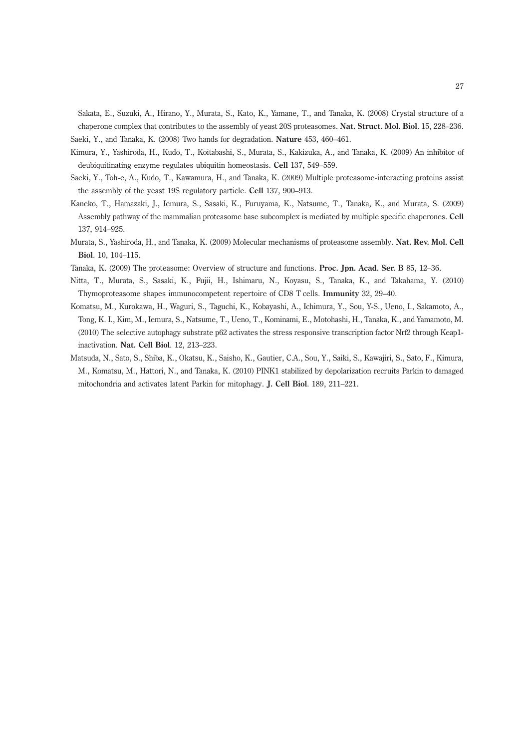Sakata, E., Suzuki, A., Hirano, Y., Murata, S., Kato, K., Yamane, T., and Tanaka, K. (2008) Crystal structure of a chaperone complex that contributes to the assembly of yeast 20S proteasomes. **Nat. Struct. Mol. Biol**. 15, 228–236.

Saeki, Y., and Tanaka, K. (2008) Two hands for degradation. **Nature** 453, 460–461.

Kimura, Y., Yashiroda, H., Kudo, T., Koitabashi, S., Murata, S., Kakizuka, A., and Tanaka, K. (2009) An inhibitor of deubiquitinating enzyme regulates ubiquitin homeostasis. **Cell** 137, 549–559.

Saeki, Y., Toh-e, A., Kudo, T., Kawamura, H., and Tanaka, K. (2009) Multiple proteasome-interacting proteins assist the assembly of the yeast 19S regulatory particle. **Cell** 137, 900–913.

Kaneko, T., Hamazaki, J., Iemura, S., Sasaki, K., Furuyama, K., Natsume, T., Tanaka, K., and Murata, S. (2009) Assembly pathway of the mammalian proteasome base subcomplex is mediated by multiple specific chaperones. **Cell** 137, 914–925.

Murata, S., Yashiroda, H., and Tanaka, K. (2009) Molecular mechanisms of proteasome assembly. **Nat. Rev. Mol. Cell Biol**. 10, 104–115.

Tanaka, K. (2009) The proteasome: Overview of structure and functions. **Proc. Jpn. Acad. Ser. B** 85, 12–36.

Nitta, T., Murata, S., Sasaki, K., Fujii, H., Ishimaru, N., Koyasu, S., Tanaka, K., and Takahama, Y. (2010) Thymoproteasome shapes immunocompetent repertoire of CD8 T cells. **Immunity** 32, 29–40.

Komatsu, M., Kurokawa, H., Waguri, S., Taguchi, K., Kobayashi, A., Ichimura, Y., Sou, Y-S., Ueno, I., Sakamoto, A., Tong, K. I., Kim, M., Iemura, S., Natsume, T., Ueno, T., Kominami, E., Motohashi, H., Tanaka, K., and Yamamoto, M. (2010) The selective autophagy substrate p62 activates the stress responsive transcription factor Nrf2 through Keap1-inactivation. **Nat. Cell Biol**. 12, 213–223.

Matsuda, N., Sato, S., Shiba, K., Okatsu, K., Saisho, K., Gautier, C.A., Sou, Y., Saiki, S., Kawajiri, S., Sato, F., Kimura, M., Komatsu, M., Hattori, N., and Tanaka, K. (2010) PINK1 stabilized by depolarization recruits Parkin to damaged mitochondria and activates latent Parkin for mitophagy. **J. Cell Biol**. 189, 211–221.